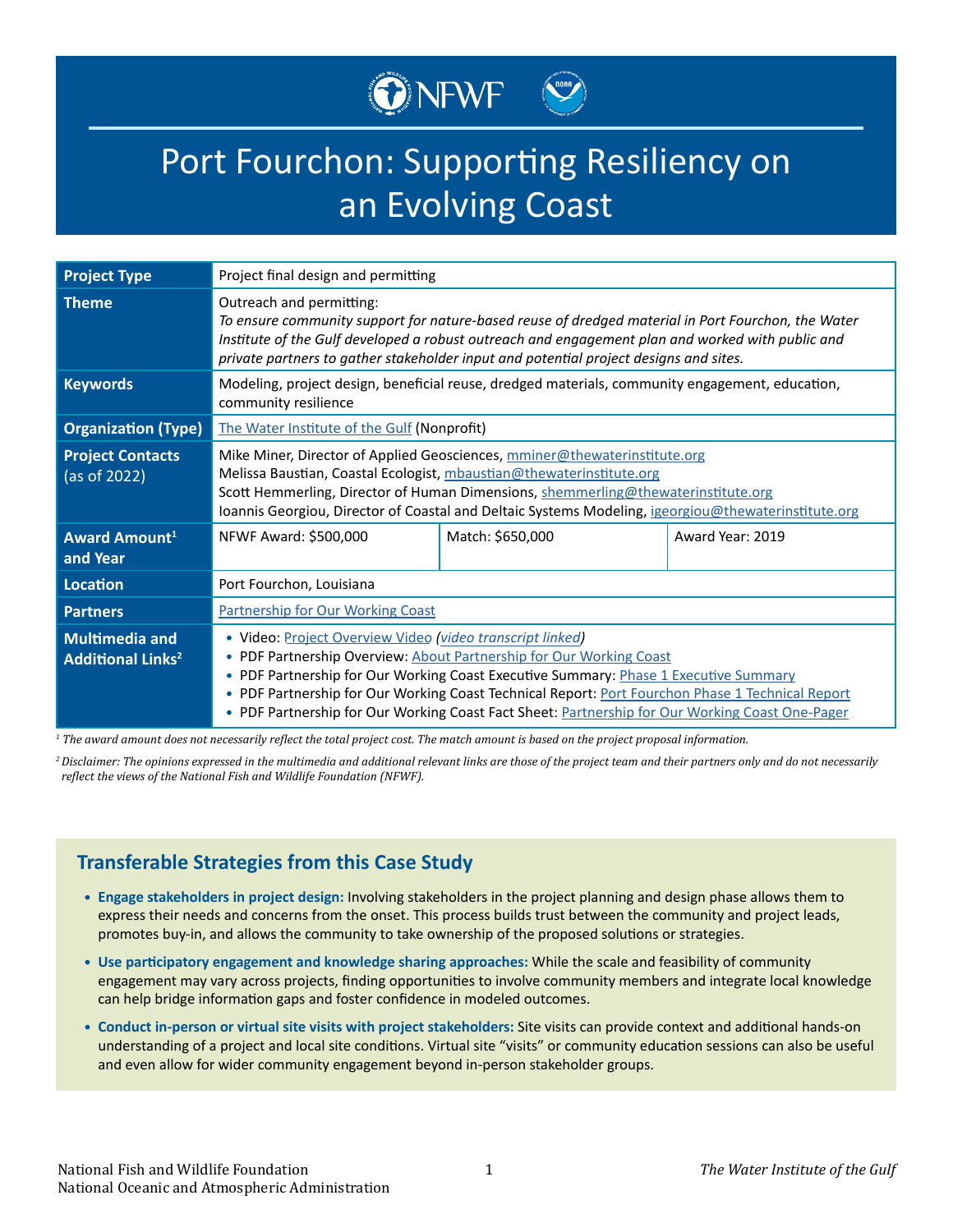# Port Fourchon: Supporting Resiliency on an Evolving Coast

| | | | |
|---|---|---|---|
| **Project Type** | Project final design and permitting | | |
| **Theme** | Outreach and permitting: *To ensure community support for nature-based reuse of dredged material in Port Fourchon, the Water Institute of the Gulf developed a robust outreach and engagement plan and worked with public and private partners to gather stakeholder input and potential project designs and sites.* | | |
| **Keywords** | Modeling, project design, beneficial reuse, dredged materials, community engagement, education, community resilience | | |
| **Organization (Type)** | The Water Institute of the Gulf (Nonprofit) | | |
| **Project Contacts** (as of 2022) | Mike Miner, Director of Applied Geosciences, mminer@thewaterinstitute.org<br>Melissa Baustian, Coastal Ecologist, mbaustian@thewaterinstitute.org<br>Scott Hemmerling, Director of Human Dimensions, shemmerling@thewaterinstitute.org<br>Ioannis Georgiou, Director of Coastal and Deltaic Systems Modeling, igeorgiou@thewaterinstitute.org | | |
| **Award Amount[1] and Year** | NFWF Award: $500,000 | Match: $650,000 | Award Year: 2019 |
| **Location** | Port Fourchon, Louisiana | | |
| **Partners** | Partnership for Our Working Coast | | |
| **Multimedia and Additional Links[2]** | • Video: Project Overview Video *(video transcript linked)*<br>• PDF Partnership Overview: About Partnership for Our Working Coast<br>• PDF Partnership for Our Working Coast Executive Summary: Phase 1 Executive Summary<br>• PDF Partnership for Our Working Coast Technical Report: Port Fourchon Phase 1 Technical Report<br>• PDF Partnership for Our Working Coast Fact Sheet: Partnership for Our Working Coast One-Pager | | |

[1] *The award amount does not necessarily reflect the total project cost. The match amount is based on the project proposal information.*

[2] *Disclaimer: The opinions expressed in the multimedia and additional relevant links are those of the project team and their partners only and do not necessarily reflect the views of the National Fish and Wildlife Foundation (NFWF).*

## Transferable Strategies from this Case Study

- **Engage stakeholders in project design:** Involving stakeholders in the project planning and design phase allows them to express their needs and concerns from the onset. This process builds trust between the community and project leads, promotes buy-in, and allows the community to take ownership of the proposed solutions or strategies.
- **Use participatory engagement and knowledge sharing approaches:** While the scale and feasibility of community engagement may vary across projects, finding opportunities to involve community members and integrate local knowledge can help bridge information gaps and foster confidence in modeled outcomes.
- **Conduct in-person or virtual site visits with project stakeholders:** Site visits can provide context and additional hands-on understanding of a project and local site conditions. Virtual site "visits" or community education sessions can also be useful and even allow for wider community engagement beyond in-person stakeholder groups.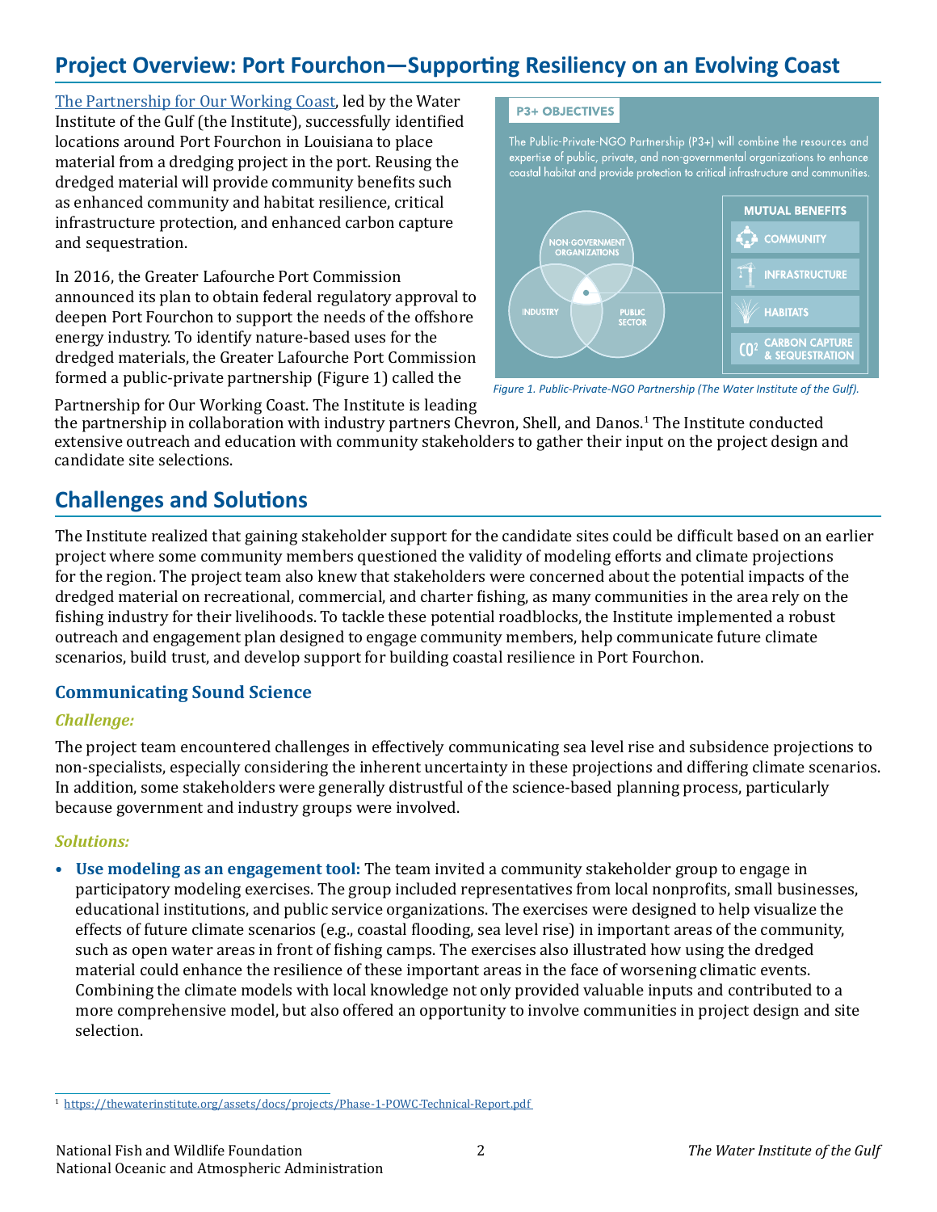## Project Overview: Port Fourchon—Supporting Resiliency on an Evolving Coast

The Partnership for Our Working Coast, led by the Water Institute of the Gulf (the Institute), successfully identified locations around Port Fourchon in Louisiana to place material from a dredging project in the port. Reusing the dredged material will provide community benefits such as enhanced community and habitat resilience, critical infrastructure protection, and enhanced carbon capture and sequestration.

In 2016, the Greater Lafourche Port Commission announced its plan to obtain federal regulatory approval to deepen Port Fourchon to support the needs of the offshore energy industry. To identify nature-based uses for the dredged materials, the Greater Lafourche Port Commission formed a public-private partnership (Figure 1) called the Partnership for Our Working Coast. The Institute is leading the partnership in collaboration with industry partners Chevron, Shell, and Danos.[1] The Institute conducted extensive outreach and education with community stakeholders to gather their input on the project design and candidate site selections.

**P3+ OBJECTIVES**

The Public-Private-NGO Partnership (P3+) will combine the resources and expertise of public, private, and non-governmental organizations to enhance coastal habitat and provide protection to critical infrastructure and communities.

NON-GOVERNMENT ORGANIZATIONS / INDUSTRY / PUBLIC SECTOR

**MUTUAL BENEFITS**
- COMMUNITY
- INFRASTRUCTURE
- HABITATS
- CARBON CAPTURE & SEQUESTRATION

*Figure 1. Public-Private-NGO Partnership (The Water Institute of the Gulf).*

## Challenges and Solutions

The Institute realized that gaining stakeholder support for the candidate sites could be difficult based on an earlier project where some community members questioned the validity of modeling efforts and climate projections for the region. The project team also knew that stakeholders were concerned about the potential impacts of the dredged material on recreational, commercial, and charter fishing, as many communities in the area rely on the fishing industry for their livelihoods. To tackle these potential roadblocks, the Institute implemented a robust outreach and engagement plan designed to engage community members, help communicate future climate scenarios, build trust, and develop support for building coastal resilience in Port Fourchon.

### Communicating Sound Science

***Challenge:***

The project team encountered challenges in effectively communicating sea level rise and subsidence projections to non-specialists, especially considering the inherent uncertainty in these projections and differing climate scenarios. In addition, some stakeholders were generally distrustful of the science-based planning process, particularly because government and industry groups were involved.

***Solutions:***

- **Use modeling as an engagement tool:** The team invited a community stakeholder group to engage in participatory modeling exercises. The group included representatives from local nonprofits, small businesses, educational institutions, and public service organizations. The exercises were designed to help visualize the effects of future climate scenarios (e.g., coastal flooding, sea level rise) in important areas of the community, such as open water areas in front of fishing camps. The exercises also illustrated how using the dredged material could enhance the resilience of these important areas in the face of worsening climatic events. Combining the climate models with local knowledge not only provided valuable inputs and contributed to a more comprehensive model, but also offered an opportunity to involve communities in project design and site selection.

[1] https://thewaterinstitute.org/assets/docs/projects/Phase-1-POWC-Technical-Report.pdf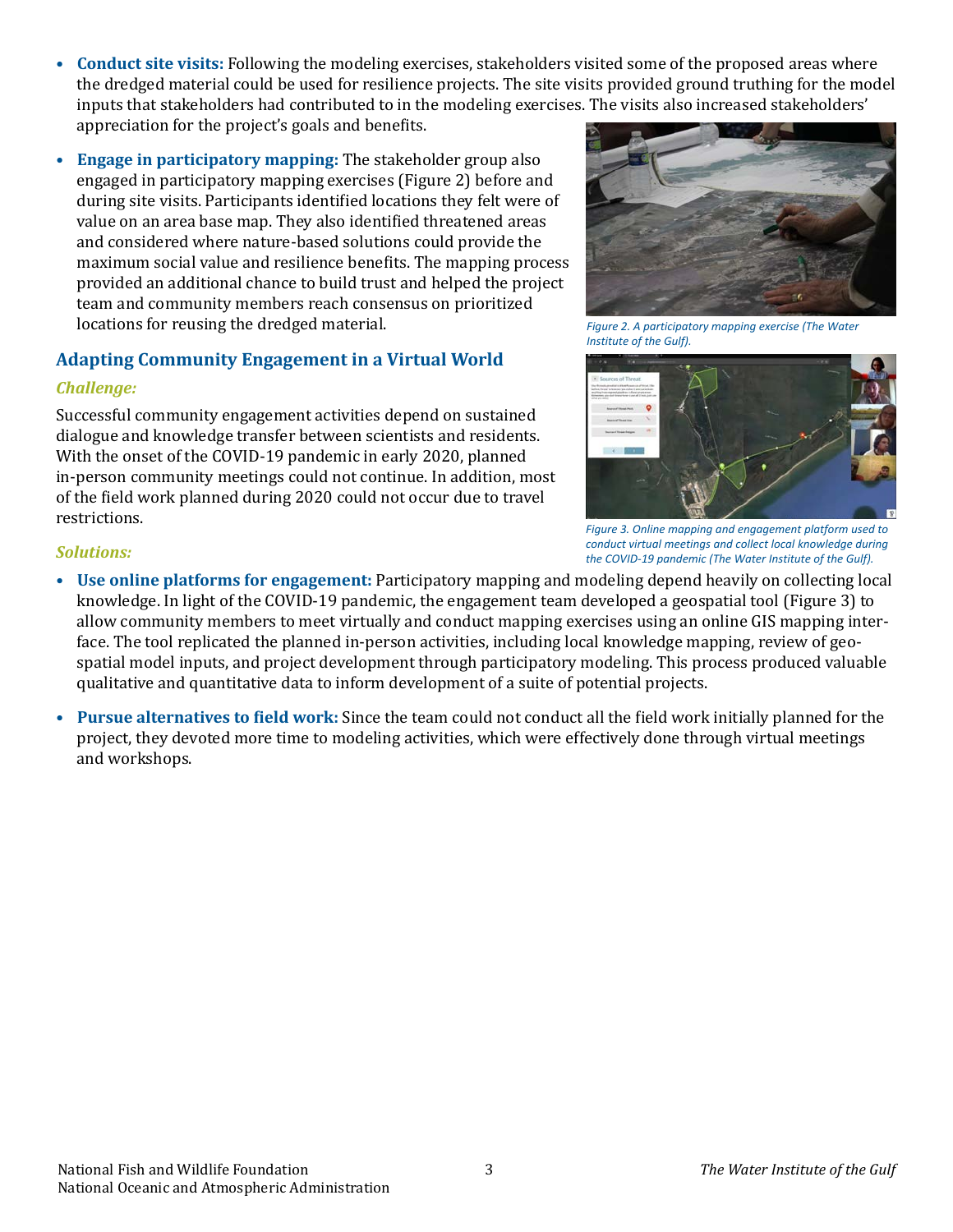- **Conduct site visits:** Following the modeling exercises, stakeholders visited some of the proposed areas where the dredged material could be used for resilience projects. The site visits provided ground truthing for the model inputs that stakeholders had contributed to in the modeling exercises. The visits also increased stakeholders' appreciation for the project's goals and benefits.
- **Engage in participatory mapping:** The stakeholder group also engaged in participatory mapping exercises (Figure 2) before and during site visits. Participants identified locations they felt were of value on an area base map. They also identified threatened areas and considered where nature-based solutions could provide the maximum social value and resilience benefits. The mapping process provided an additional chance to build trust and helped the project team and community members reach consensus on prioritized locations for reusing the dredged material.

*Figure 2. A participatory mapping exercise (The Water Institute of the Gulf).*

## Adapting Community Engagement in a Virtual World

### *Challenge:*

Successful community engagement activities depend on sustained dialogue and knowledge transfer between scientists and residents. With the onset of the COVID-19 pandemic in early 2020, planned in-person community meetings could not continue. In addition, most of the field work planned during 2020 could not occur due to travel restrictions.

*Figure 3. Online mapping and engagement platform used to conduct virtual meetings and collect local knowledge during the COVID-19 pandemic (The Water Institute of the Gulf).*

### *Solutions:*

- **Use online platforms for engagement:** Participatory mapping and modeling depend heavily on collecting local knowledge. In light of the COVID-19 pandemic, the engagement team developed a geospatial tool (Figure 3) to allow community members to meet virtually and conduct mapping exercises using an online GIS mapping interface. The tool replicated the planned in-person activities, including local knowledge mapping, review of geospatial model inputs, and project development through participatory modeling. This process produced valuable qualitative and quantitative data to inform development of a suite of potential projects.
- **Pursue alternatives to field work:** Since the team could not conduct all the field work initially planned for the project, they devoted more time to modeling activities, which were effectively done through virtual meetings and workshops.